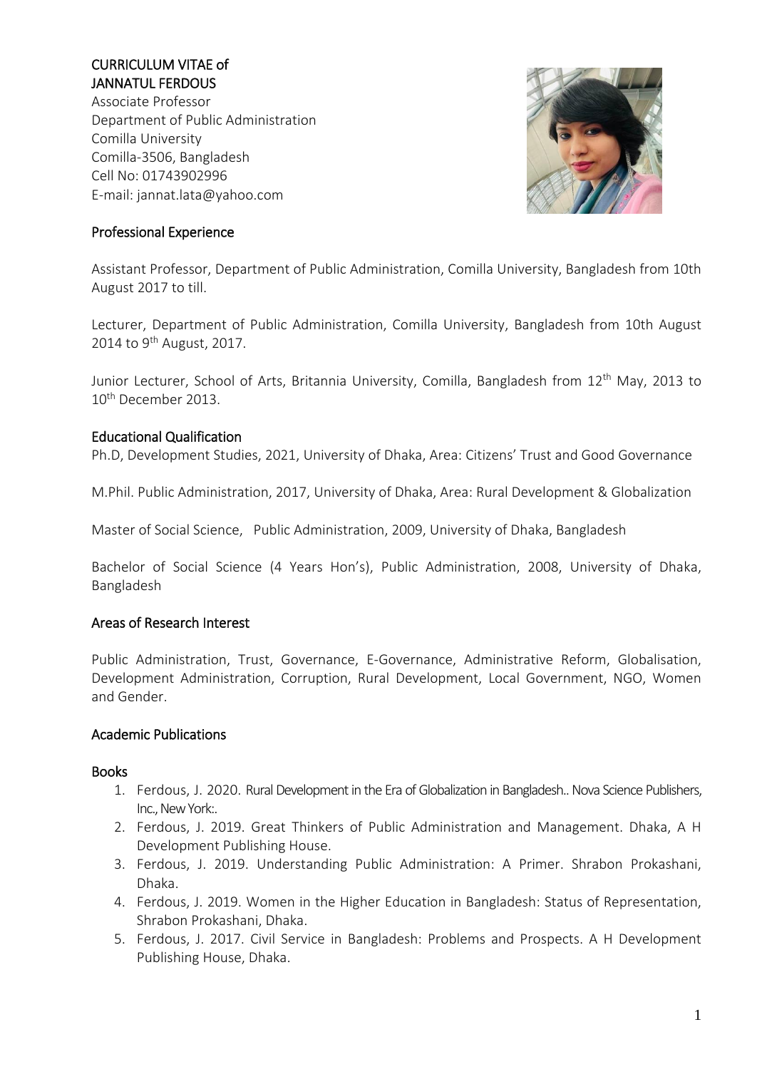# CURRICULUM VITAE of
# JANNATUL FERDOUS

Associate Professor
Department of Public Administration
Comilla University
Comilla-3506, Bangladesh
Cell No: 01743902996
E-mail: jannat.lata@yahoo.com

## Professional Experience

Assistant Professor, Department of Public Administration, Comilla University, Bangladesh from 10th August 2017 to till.

Lecturer, Department of Public Administration, Comilla University, Bangladesh from 10th August 2014 to 9th August, 2017.

Junior Lecturer, School of Arts, Britannia University, Comilla, Bangladesh from 12th May, 2013 to 10th December 2013.

## Educational Qualification

Ph.D, Development Studies, 2021, University of Dhaka, Area: Citizens' Trust and Good Governance

M.Phil. Public Administration, 2017, University of Dhaka, Area: Rural Development & Globalization

Master of Social Science, Public Administration, 2009, University of Dhaka, Bangladesh

Bachelor of Social Science (4 Years Hon's), Public Administration, 2008, University of Dhaka, Bangladesh

## Areas of Research Interest

Public Administration, Trust, Governance, E-Governance, Administrative Reform, Globalisation, Development Administration, Corruption, Rural Development, Local Government, NGO, Women and Gender.

## Academic Publications

### Books

1. Ferdous, J. 2020. Rural Development in the Era of Globalization in Bangladesh.. Nova Science Publishers, Inc., New York:.
2. Ferdous, J. 2019. Great Thinkers of Public Administration and Management. Dhaka, A H Development Publishing House.
3. Ferdous, J. 2019. Understanding Public Administration: A Primer. Shrabon Prokashani, Dhaka.
4. Ferdous, J. 2019. Women in the Higher Education in Bangladesh: Status of Representation, Shrabon Prokashani, Dhaka.
5. Ferdous, J. 2017. Civil Service in Bangladesh: Problems and Prospects. A H Development Publishing House, Dhaka.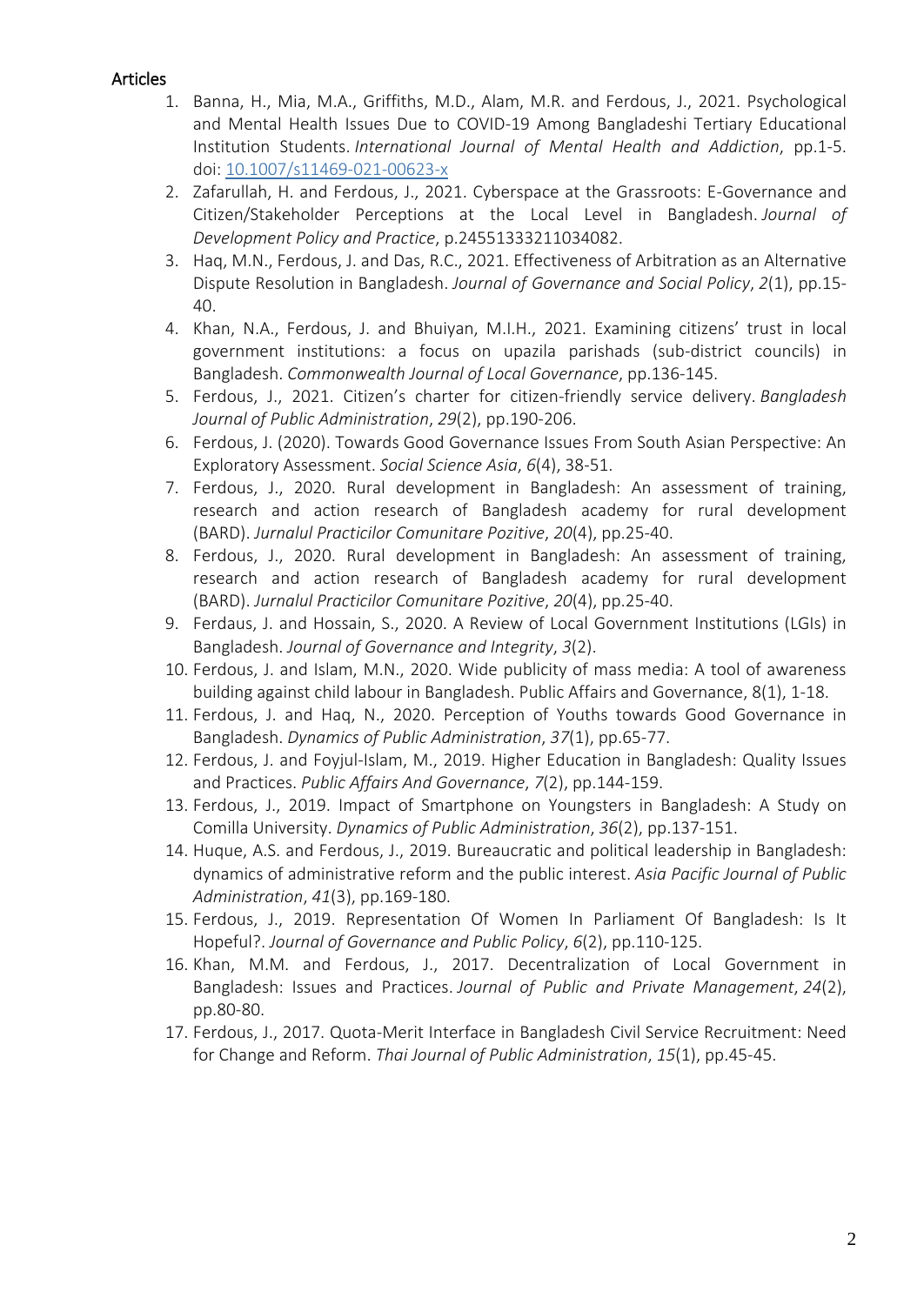## Articles

1. Banna, H., Mia, M.A., Griffiths, M.D., Alam, M.R. and Ferdous, J., 2021. Psychological and Mental Health Issues Due to COVID-19 Among Bangladeshi Tertiary Educational Institution Students. *International Journal of Mental Health and Addiction*, pp.1-5. doi: [10.1007/s11469-021-00623-x](https://doi.org/10.1007/s11469-021-00623-x)
2. Zafarullah, H. and Ferdous, J., 2021. Cyberspace at the Grassroots: E-Governance and Citizen/Stakeholder Perceptions at the Local Level in Bangladesh. *Journal of Development Policy and Practice*, p.24551333211034082.
3. Haq, M.N., Ferdous, J. and Das, R.C., 2021. Effectiveness of Arbitration as an Alternative Dispute Resolution in Bangladesh. *Journal of Governance and Social Policy*, *2*(1), pp.15-40.
4. Khan, N.A., Ferdous, J. and Bhuiyan, M.I.H., 2021. Examining citizens' trust in local government institutions: a focus on upazila parishads (sub-district councils) in Bangladesh. *Commonwealth Journal of Local Governance*, pp.136-145.
5. Ferdous, J., 2021. Citizen's charter for citizen-friendly service delivery. *Bangladesh Journal of Public Administration*, *29*(2), pp.190-206.
6. Ferdous, J. (2020). Towards Good Governance Issues From South Asian Perspective: An Exploratory Assessment. *Social Science Asia*, *6*(4), 38-51.
7. Ferdous, J., 2020. Rural development in Bangladesh: An assessment of training, research and action research of Bangladesh academy for rural development (BARD). *Jurnalul Practicilor Comunitare Pozitive*, *20*(4), pp.25-40.
8. Ferdous, J., 2020. Rural development in Bangladesh: An assessment of training, research and action research of Bangladesh academy for rural development (BARD). *Jurnalul Practicilor Comunitare Pozitive*, *20*(4), pp.25-40.
9. Ferdaus, J. and Hossain, S., 2020. A Review of Local Government Institutions (LGIs) in Bangladesh. *Journal of Governance and Integrity*, *3*(2).
10. Ferdous, J. and Islam, M.N., 2020. Wide publicity of mass media: A tool of awareness building against child labour in Bangladesh. Public Affairs and Governance, 8(1), 1-18.
11. Ferdous, J. and Haq, N., 2020. Perception of Youths towards Good Governance in Bangladesh. *Dynamics of Public Administration*, *37*(1), pp.65-77.
12. Ferdous, J. and Foyjul-Islam, M., 2019. Higher Education in Bangladesh: Quality Issues and Practices. *Public Affairs And Governance*, *7*(2), pp.144-159.
13. Ferdous, J., 2019. Impact of Smartphone on Youngsters in Bangladesh: A Study on Comilla University. *Dynamics of Public Administration*, *36*(2), pp.137-151.
14. Huque, A.S. and Ferdous, J., 2019. Bureaucratic and political leadership in Bangladesh: dynamics of administrative reform and the public interest. *Asia Pacific Journal of Public Administration*, *41*(3), pp.169-180.
15. Ferdous, J., 2019. Representation Of Women In Parliament Of Bangladesh: Is It Hopeful?. *Journal of Governance and Public Policy*, *6*(2), pp.110-125.
16. Khan, M.M. and Ferdous, J., 2017. Decentralization of Local Government in Bangladesh: Issues and Practices. *Journal of Public and Private Management*, *24*(2), pp.80-80.
17. Ferdous, J., 2017. Quota-Merit Interface in Bangladesh Civil Service Recruitment: Need for Change and Reform. *Thai Journal of Public Administration*, *15*(1), pp.45-45.